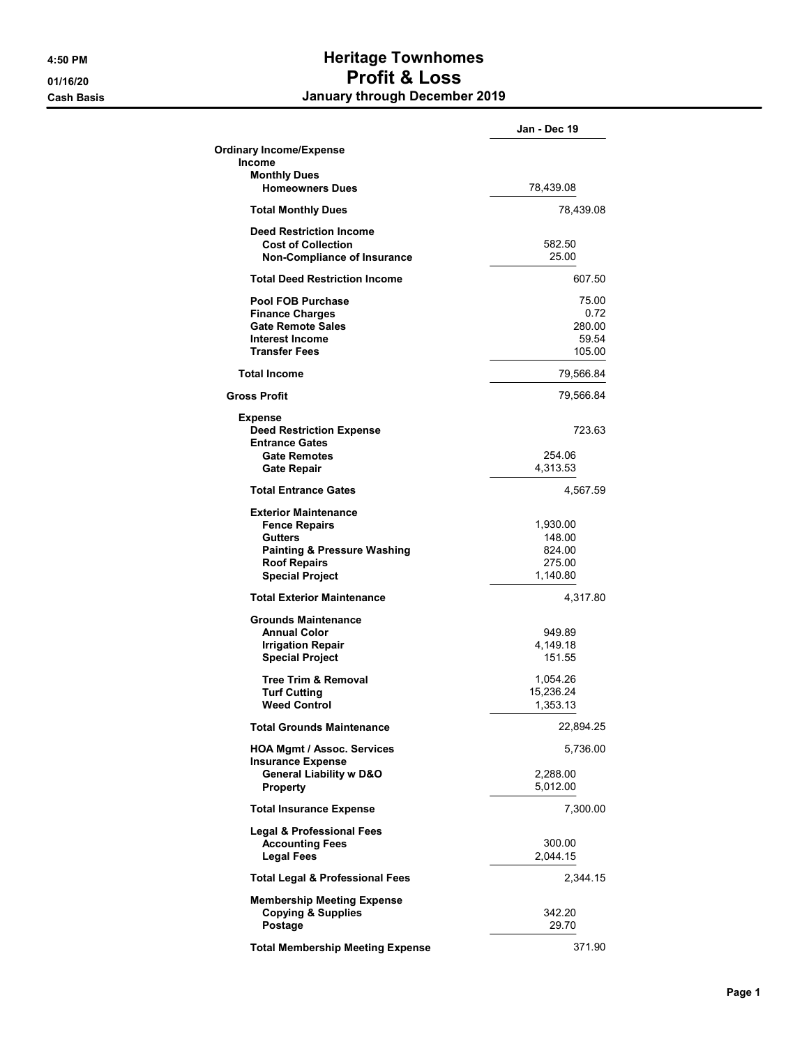# Heritage Townhomes
## Profit & Loss
### January through December 2019

4:50 PM
01/16/20
Cash Basis

| | | Jan - Dec 19 |
|---|---|---|
| **Ordinary Income/Expense** | | |
| **Income** | | |
| **Monthly Dues** | | |
| **Homeowners Dues** | 78,439.08 | |
| **Total Monthly Dues** | | 78,439.08 |
| **Deed Restriction Income** | | |
| **Cost of Collection** | 582.50 | |
| **Non-Compliance of Insurance** | 25.00 | |
| **Total Deed Restriction Income** | | 607.50 |
| **Pool FOB Purchase** | | 75.00 |
| **Finance Charges** | | 0.72 |
| **Gate Remote Sales** | | 280.00 |
| **Interest Income** | | 59.54 |
| **Transfer Fees** | | 105.00 |
| **Total Income** | | 79,566.84 |
| **Gross Profit** | | 79,566.84 |
| **Expense** | | |
| **Deed Restriction Expense** | | 723.63 |
| **Entrance Gates** | | |
| **Gate Remotes** | 254.06 | |
| **Gate Repair** | 4,313.53 | |
| **Total Entrance Gates** | | 4,567.59 |
| **Exterior Maintenance** | | |
| **Fence Repairs** | 1,930.00 | |
| **Gutters** | 148.00 | |
| **Painting & Pressure Washing** | 824.00 | |
| **Roof Repairs** | 275.00 | |
| **Special Project** | 1,140.80 | |
| **Total Exterior Maintenance** | | 4,317.80 |
| **Grounds Maintenance** | | |
| **Annual Color** | 949.89 | |
| **Irrigation Repair** | 4,149.18 | |
| **Special Project** | 151.55 | |
| **Tree Trim & Removal** | 1,054.26 | |
| **Turf Cutting** | 15,236.24 | |
| **Weed Control** | 1,353.13 | |
| **Total Grounds Maintenance** | | 22,894.25 |
| **HOA Mgmt / Assoc. Services** | | 5,736.00 |
| **Insurance Expense** | | |
| **General Liability w D&O** | 2,288.00 | |
| **Property** | 5,012.00 | |
| **Total Insurance Expense** | | 7,300.00 |
| **Legal & Professional Fees** | | |
| **Accounting Fees** | 300.00 | |
| **Legal Fees** | 2,044.15 | |
| **Total Legal & Professional Fees** | | 2,344.15 |
| **Membership Meeting Expense** | | |
| **Copying & Supplies** | 342.20 | |
| **Postage** | 29.70 | |
| **Total Membership Meeting Expense** | | 371.90 |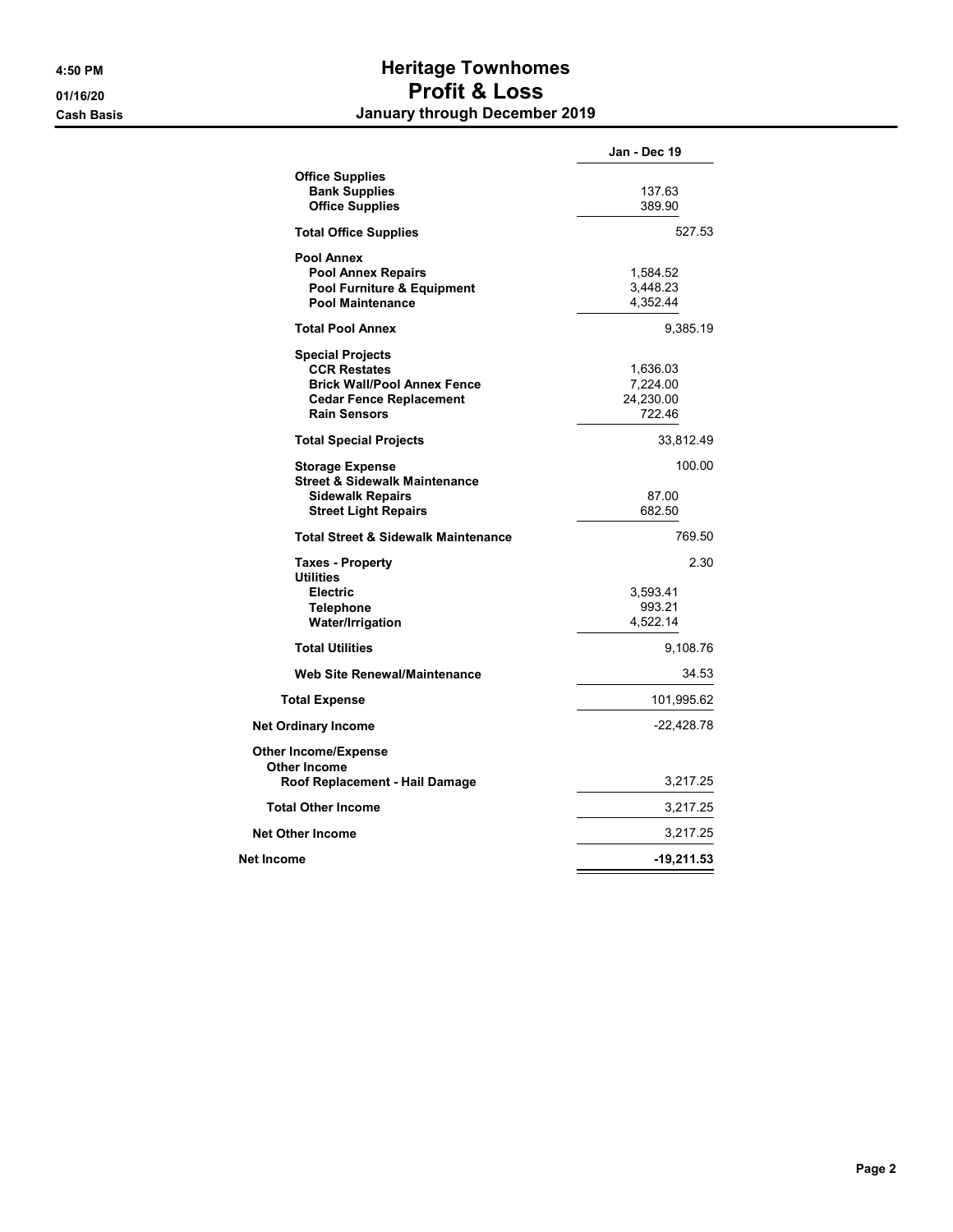# Heritage Townhomes
## Profit & Loss
### January through December 2019

4:50 PM
01/16/20
Cash Basis

| | | Jan - Dec 19 |
|---|---|---|
| **Office Supplies** | | |
| **Bank Supplies** | 137.63 | |
| **Office Supplies** | 389.90 | |
| **Total Office Supplies** | | 527.53 |
| **Pool Annex** | | |
| **Pool Annex Repairs** | 1,584.52 | |
| **Pool Furniture & Equipment** | 3,448.23 | |
| **Pool Maintenance** | 4,352.44 | |
| **Total Pool Annex** | | 9,385.19 |
| **Special Projects** | | |
| **CCR Restates** | 1,636.03 | |
| **Brick Wall/Pool Annex Fence** | 7,224.00 | |
| **Cedar Fence Replacement** | 24,230.00 | |
| **Rain Sensors** | 722.46 | |
| **Total Special Projects** | | 33,812.49 |
| **Storage Expense** | | 100.00 |
| **Street & Sidewalk Maintenance** | | |
| **Sidewalk Repairs** | 87.00 | |
| **Street Light Repairs** | 682.50 | |
| **Total Street & Sidewalk Maintenance** | | 769.50 |
| **Taxes - Property** | | 2.30 |
| **Utilities** | | |
| **Electric** | 3,593.41 | |
| **Telephone** | 993.21 | |
| **Water/Irrigation** | 4,522.14 | |
| **Total Utilities** | | 9,108.76 |
| **Web Site Renewal/Maintenance** | | 34.53 |
| **Total Expense** | | 101,995.62 |
| **Net Ordinary Income** | | -22,428.78 |
| **Other Income/Expense** | | |
| **Other Income** | | |
| **Roof Replacement - Hail Damage** | | 3,217.25 |
| **Total Other Income** | | 3,217.25 |
| **Net Other Income** | | 3,217.25 |
| **Net Income** | | **-19,211.53** |